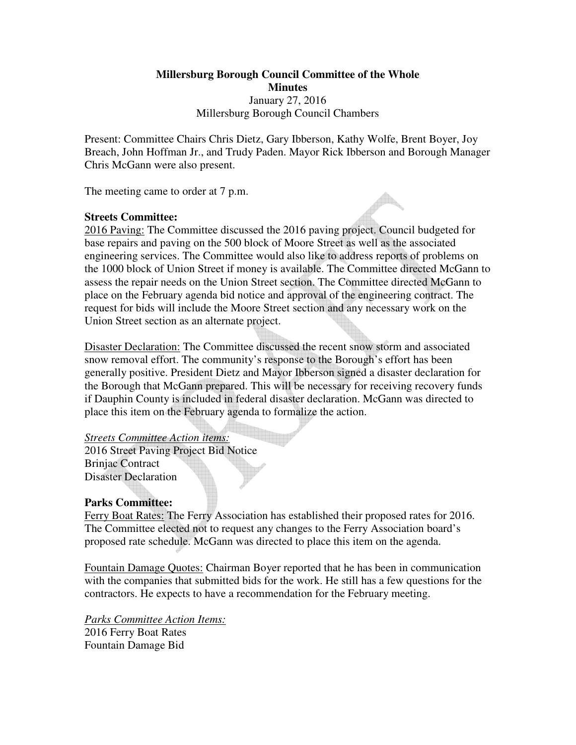# Millersburg Borough Council Committee of the Whole
## Minutes

January 27, 2016
Millersburg Borough Council Chambers

Present: Committee Chairs Chris Dietz, Gary Ibberson, Kathy Wolfe, Brent Boyer, Joy Breach, John Hoffman Jr., and Trudy Paden. Mayor Rick Ibberson and Borough Manager Chris McGann were also present.

The meeting came to order at 7 p.m.

### Streets Committee:

2016 Paving: The Committee discussed the 2016 paving project. Council budgeted for base repairs and paving on the 500 block of Moore Street as well as the associated engineering services. The Committee would also like to address reports of problems on the 1000 block of Union Street if money is available. The Committee directed McGann to assess the repair needs on the Union Street section. The Committee directed McGann to place on the February agenda bid notice and approval of the engineering contract. The request for bids will include the Moore Street section and any necessary work on the Union Street section as an alternate project.

Disaster Declaration: The Committee discussed the recent snow storm and associated snow removal effort. The community's response to the Borough's effort has been generally positive. President Dietz and Mayor Ibberson signed a disaster declaration for the Borough that McGann prepared. This will be necessary for receiving recovery funds if Dauphin County is included in federal disaster declaration. McGann was directed to place this item on the February agenda to formalize the action.

*Streets Committee Action items:*
2016 Street Paving Project Bid Notice
Brinjac Contract
Disaster Declaration

### Parks Committee:

Ferry Boat Rates: The Ferry Association has established their proposed rates for 2016. The Committee elected not to request any changes to the Ferry Association board's proposed rate schedule. McGann was directed to place this item on the agenda.

Fountain Damage Quotes: Chairman Boyer reported that he has been in communication with the companies that submitted bids for the work. He still has a few questions for the contractors. He expects to have a recommendation for the February meeting.

*Parks Committee Action Items:*
2016 Ferry Boat Rates
Fountain Damage Bid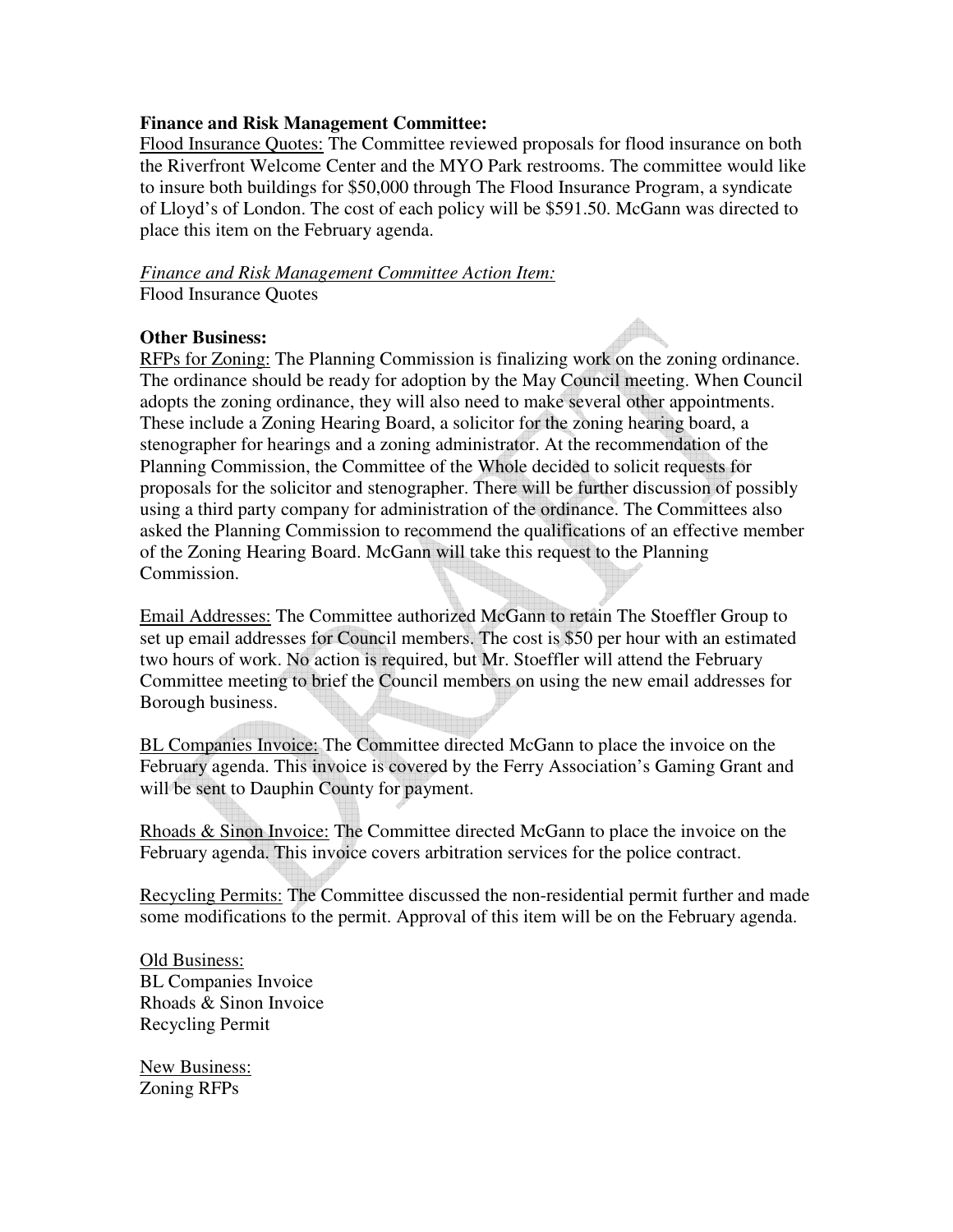**Finance and Risk Management Committee:**

Flood Insurance Quotes: The Committee reviewed proposals for flood insurance on both the Riverfront Welcome Center and the MYO Park restrooms. The committee would like to insure both buildings for $50,000 through The Flood Insurance Program, a syndicate of Lloyd's of London. The cost of each policy will be $591.50. McGann was directed to place this item on the February agenda.

*Finance and Risk Management Committee Action Item:*

Flood Insurance Quotes

**Other Business:**

RFPs for Zoning: The Planning Commission is finalizing work on the zoning ordinance. The ordinance should be ready for adoption by the May Council meeting. When Council adopts the zoning ordinance, they will also need to make several other appointments. These include a Zoning Hearing Board, a solicitor for the zoning hearing board, a stenographer for hearings and a zoning administrator. At the recommendation of the Planning Commission, the Committee of the Whole decided to solicit requests for proposals for the solicitor and stenographer. There will be further discussion of possibly using a third party company for administration of the ordinance. The Committees also asked the Planning Commission to recommend the qualifications of an effective member of the Zoning Hearing Board. McGann will take this request to the Planning Commission.

Email Addresses: The Committee authorized McGann to retain The Stoeffler Group to set up email addresses for Council members. The cost is $50 per hour with an estimated two hours of work. No action is required, but Mr. Stoeffler will attend the February Committee meeting to brief the Council members on using the new email addresses for Borough business.

BL Companies Invoice: The Committee directed McGann to place the invoice on the February agenda. This invoice is covered by the Ferry Association's Gaming Grant and will be sent to Dauphin County for payment.

Rhoads & Sinon Invoice: The Committee directed McGann to place the invoice on the February agenda. This invoice covers arbitration services for the police contract.

Recycling Permits: The Committee discussed the non-residential permit further and made some modifications to the permit. Approval of this item will be on the February agenda.

Old Business:

BL Companies Invoice

Rhoads & Sinon Invoice

Recycling Permit

New Business:

Zoning RFPs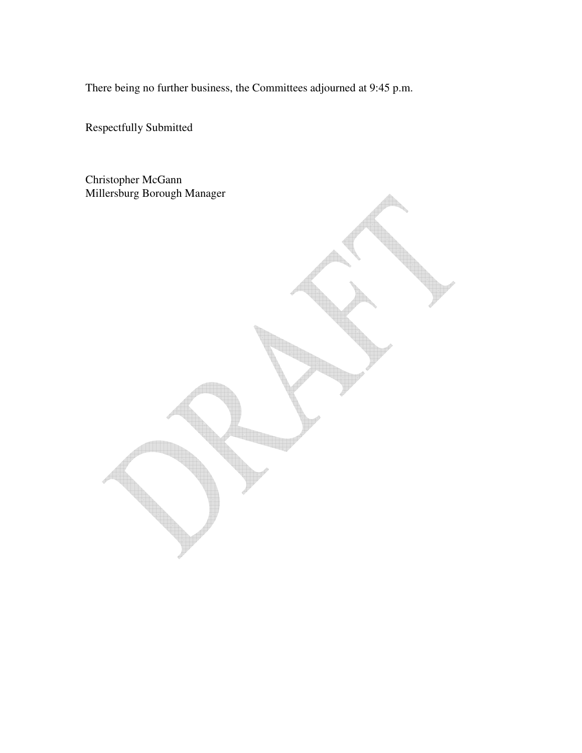There being no further business, the Committees adjourned at 9:45 p.m.

Respectfully Submitted

Christopher McGann
Millersburg Borough Manager